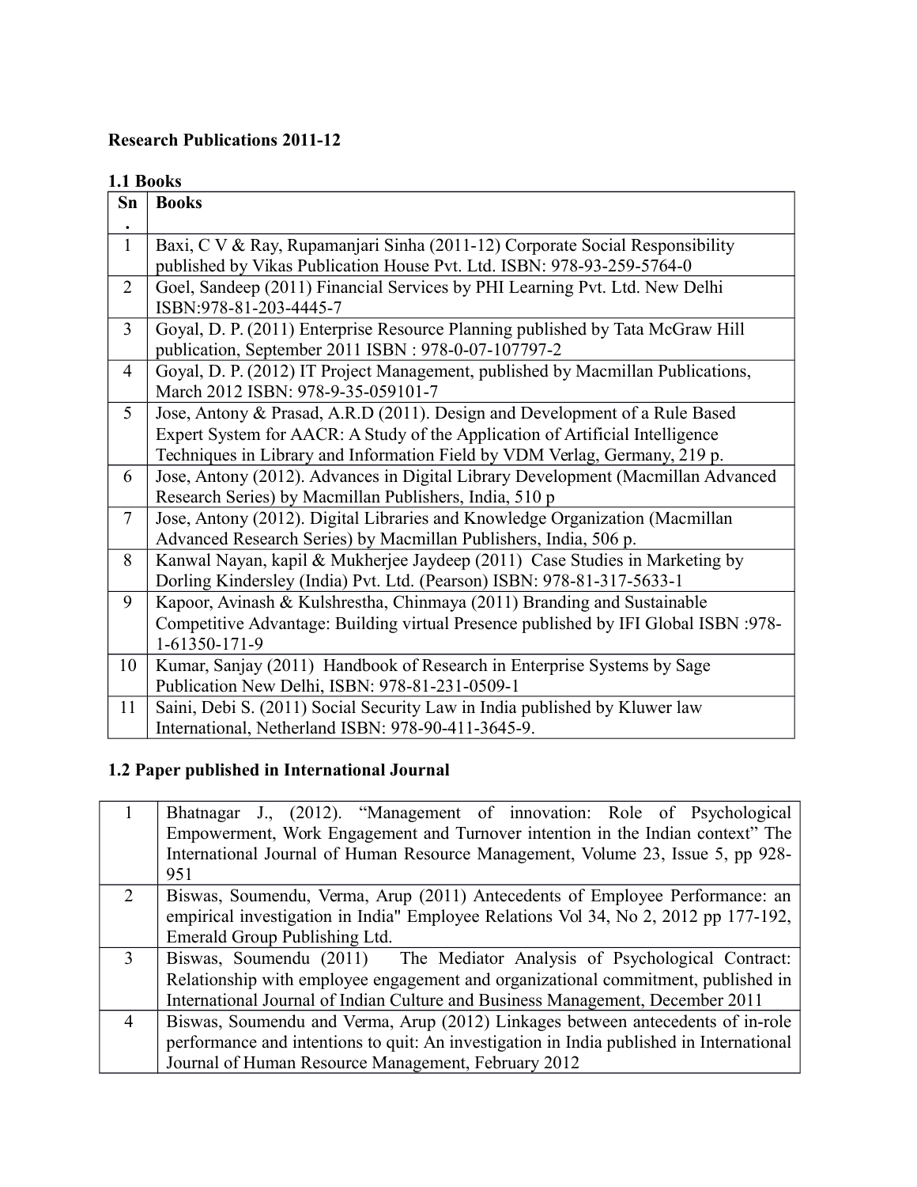**Research Publications 2011-12**

**1.1 Books**

| Sn. | Books |
|---|---|
| 1 | Baxi, C V & Ray, Rupamanjari Sinha (2011-12) Corporate Social Responsibility published by Vikas Publication House Pvt. Ltd. ISBN: 978-93-259-5764-0 |
| 2 | Goel, Sandeep (2011) Financial Services by PHI Learning Pvt. Ltd. New Delhi ISBN:978-81-203-4445-7 |
| 3 | Goyal, D. P. (2011) Enterprise Resource Planning published by Tata McGraw Hill publication, September 2011 ISBN : 978-0-07-107797-2 |
| 4 | Goyal, D. P. (2012) IT Project Management, published by Macmillan Publications, March 2012 ISBN: 978-9-35-059101-7 |
| 5 | Jose, Antony & Prasad, A.R.D (2011). Design and Development of a Rule Based Expert System for AACR: A Study of the Application of Artificial Intelligence Techniques in Library and Information Field by VDM Verlag, Germany, 219 p. |
| 6 | Jose, Antony (2012). Advances in Digital Library Development (Macmillan Advanced Research Series) by Macmillan Publishers, India, 510 p |
| 7 | Jose, Antony (2012). Digital Libraries and Knowledge Organization (Macmillan Advanced Research Series) by Macmillan Publishers, India, 506 p. |
| 8 | Kanwal Nayan, kapil & Mukherjee Jaydeep (2011) Case Studies in Marketing by Dorling Kindersley (India) Pvt. Ltd. (Pearson) ISBN: 978-81-317-5633-1 |
| 9 | Kapoor, Avinash & Kulshrestha, Chinmaya (2011) Branding and Sustainable Competitive Advantage: Building virtual Presence published by IFI Global ISBN :978-1-61350-171-9 |
| 10 | Kumar, Sanjay (2011) Handbook of Research in Enterprise Systems by Sage Publication New Delhi, ISBN: 978-81-231-0509-1 |
| 11 | Saini, Debi S. (2011) Social Security Law in India published by Kluwer law International, Netherland ISBN: 978-90-411-3645-9. |

**1.2 Paper published in International Journal**

| | |
|---|---|
| 1 | Bhatnagar J., (2012). "Management of innovation: Role of Psychological Empowerment, Work Engagement and Turnover intention in the Indian context" The International Journal of Human Resource Management, Volume 23, Issue 5, pp 928-951 |
| 2 | Biswas, Soumendu, Verma, Arup (2011) Antecedents of Employee Performance: an empirical investigation in India" Employee Relations Vol 34, No 2, 2012 pp 177-192, Emerald Group Publishing Ltd. |
| 3 | Biswas, Soumendu (2011) The Mediator Analysis of Psychological Contract: Relationship with employee engagement and organizational commitment, published in International Journal of Indian Culture and Business Management, December 2011 |
| 4 | Biswas, Soumendu and Verma, Arup (2012) Linkages between antecedents of in-role performance and intentions to quit: An investigation in India published in International Journal of Human Resource Management, February 2012 |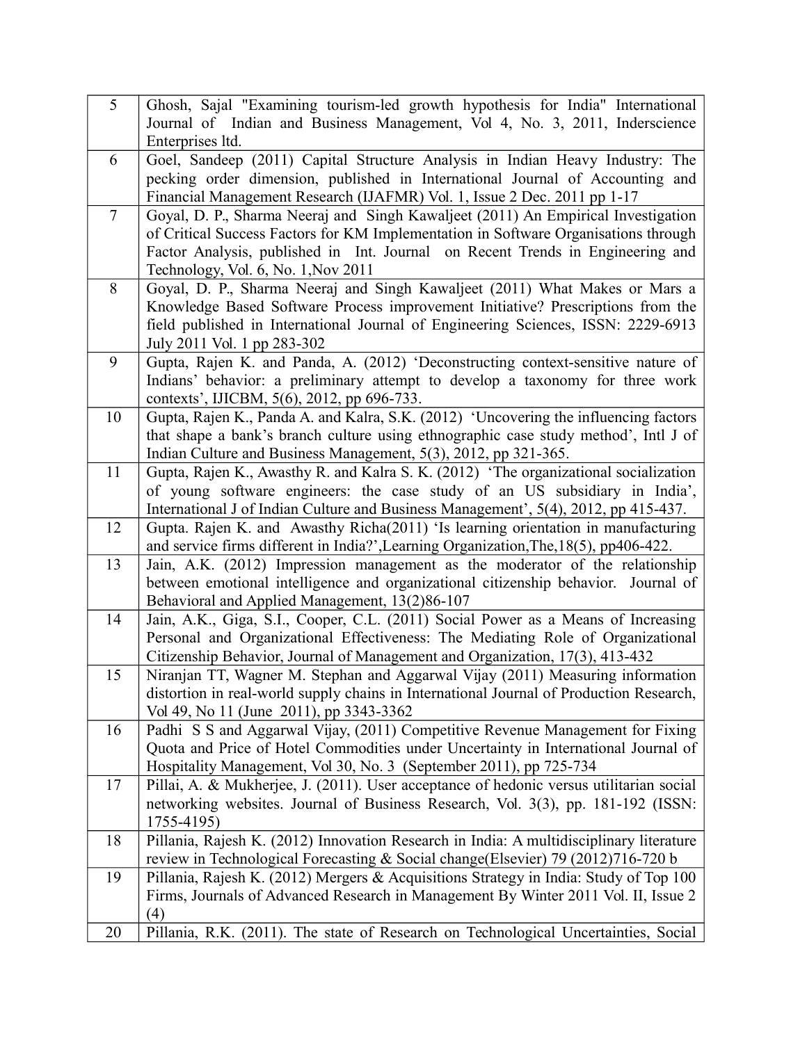| | |
|---|---|
| 5 | Ghosh, Sajal "Examining tourism-led growth hypothesis for India" International Journal of Indian and Business Management, Vol 4, No. 3, 2011, Inderscience Enterprises ltd. |
| 6 | Goel, Sandeep (2011) Capital Structure Analysis in Indian Heavy Industry: The pecking order dimension, published in International Journal of Accounting and Financial Management Research (IJAFMR) Vol. 1, Issue 2 Dec. 2011 pp 1-17 |
| 7 | Goyal, D. P., Sharma Neeraj and Singh Kawaljeet (2011) An Empirical Investigation of Critical Success Factors for KM Implementation in Software Organisations through Factor Analysis, published in Int. Journal on Recent Trends in Engineering and Technology, Vol. 6, No. 1,Nov 2011 |
| 8 | Goyal, D. P., Sharma Neeraj and Singh Kawaljeet (2011) What Makes or Mars a Knowledge Based Software Process improvement Initiative? Prescriptions from the field published in International Journal of Engineering Sciences, ISSN: 2229-6913 July 2011 Vol. 1 pp 283-302 |
| 9 | Gupta, Rajen K. and Panda, A. (2012) 'Deconstructing context-sensitive nature of Indians' behavior: a preliminary attempt to develop a taxonomy for three work contexts', IJICBM, 5(6), 2012, pp 696-733. |
| 10 | Gupta, Rajen K., Panda A. and Kalra, S.K. (2012) 'Uncovering the influencing factors that shape a bank's branch culture using ethnographic case study method', Intl J of Indian Culture and Business Management, 5(3), 2012, pp 321-365. |
| 11 | Gupta, Rajen K., Awasthy R. and Kalra S. K. (2012) 'The organizational socialization of young software engineers: the case study of an US subsidiary in India', International J of Indian Culture and Business Management', 5(4), 2012, pp 415-437. |
| 12 | Gupta. Rajen K. and Awasthy Richa(2011) 'Is learning orientation in manufacturing and service firms different in India?',Learning Organization,The,18(5), pp406-422. |
| 13 | Jain, A.K. (2012) Impression management as the moderator of the relationship between emotional intelligence and organizational citizenship behavior. Journal of Behavioral and Applied Management, 13(2)86-107 |
| 14 | Jain, A.K., Giga, S.I., Cooper, C.L. (2011) Social Power as a Means of Increasing Personal and Organizational Effectiveness: The Mediating Role of Organizational Citizenship Behavior, Journal of Management and Organization, 17(3), 413-432 |
| 15 | Niranjan TT, Wagner M. Stephan and Aggarwal Vijay (2011) Measuring information distortion in real-world supply chains in International Journal of Production Research, Vol 49, No 11 (June 2011), pp 3343-3362 |
| 16 | Padhi S S and Aggarwal Vijay, (2011) Competitive Revenue Management for Fixing Quota and Price of Hotel Commodities under Uncertainty in International Journal of Hospitality Management, Vol 30, No. 3 (September 2011), pp 725-734 |
| 17 | Pillai, A. & Mukherjee, J. (2011). User acceptance of hedonic versus utilitarian social networking websites. Journal of Business Research, Vol. 3(3), pp. 181-192 (ISSN: 1755-4195) |
| 18 | Pillania, Rajesh K. (2012) Innovation Research in India: A multidisciplinary literature review in Technological Forecasting & Social change(Elsevier) 79 (2012)716-720 b |
| 19 | Pillania, Rajesh K. (2012) Mergers & Acquisitions Strategy in India: Study of Top 100 Firms, Journals of Advanced Research in Management By Winter 2011 Vol. II, Issue 2 (4) |
| 20 | Pillania, R.K. (2011). The state of Research on Technological Uncertainties, Social |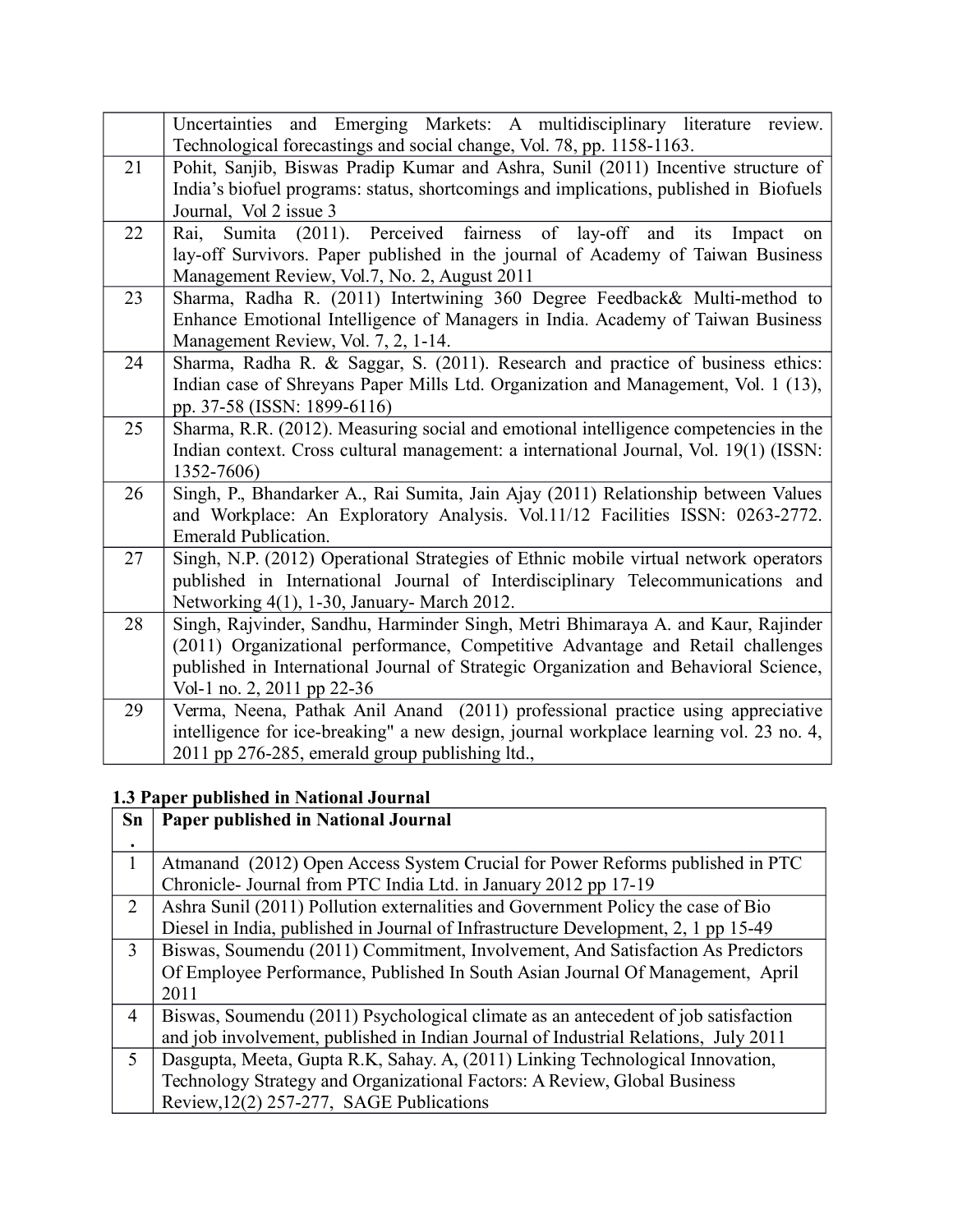|  |  |
|---|---|
|  | Uncertainties and Emerging Markets: A multidisciplinary literature review. Technological forecastings and social change, Vol. 78, pp. 1158-1163. |
| 21 | Pohit, Sanjib, Biswas Pradip Kumar and Ashra, Sunil (2011) Incentive structure of India's biofuel programs: status, shortcomings and implications, published in Biofuels Journal, Vol 2 issue 3 |
| 22 | Rai, Sumita (2011). Perceived fairness of lay-off and its Impact on lay-off Survivors. Paper published in the journal of Academy of Taiwan Business Management Review, Vol.7, No. 2, August 2011 |
| 23 | Sharma, Radha R. (2011) Intertwining 360 Degree Feedback& Multi-method to Enhance Emotional Intelligence of Managers in India. Academy of Taiwan Business Management Review, Vol. 7, 2, 1-14. |
| 24 | Sharma, Radha R. & Saggar, S. (2011). Research and practice of business ethics: Indian case of Shreyans Paper Mills Ltd. Organization and Management, Vol. 1 (13), pp. 37-58 (ISSN: 1899-6116) |
| 25 | Sharma, R.R. (2012). Measuring social and emotional intelligence competencies in the Indian context. Cross cultural management: a international Journal, Vol. 19(1) (ISSN: 1352-7606) |
| 26 | Singh, P., Bhandarker A., Rai Sumita, Jain Ajay (2011) Relationship between Values and Workplace: An Exploratory Analysis. Vol.11/12 Facilities ISSN: 0263-2772. Emerald Publication. |
| 27 | Singh, N.P. (2012) Operational Strategies of Ethnic mobile virtual network operators published in International Journal of Interdisciplinary Telecommunications and Networking 4(1), 1-30, January- March 2012. |
| 28 | Singh, Rajvinder, Sandhu, Harminder Singh, Metri Bhimaraya A. and Kaur, Rajinder (2011) Organizational performance, Competitive Advantage and Retail challenges published in International Journal of Strategic Organization and Behavioral Science, Vol-1 no. 2, 2011 pp 22-36 |
| 29 | Verma, Neena, Pathak Anil Anand (2011) professional practice using appreciative intelligence for ice-breaking" a new design, journal workplace learning vol. 23 no. 4, 2011 pp 276-285, emerald group publishing ltd., |

### 1.3 Paper published in National Journal

| Sn. | Paper published in National Journal |
|---|---|
| 1 | Atmanand (2012) Open Access System Crucial for Power Reforms published in PTC Chronicle- Journal from PTC India Ltd. in January 2012 pp 17-19 |
| 2 | Ashra Sunil (2011) Pollution externalities and Government Policy the case of Bio Diesel in India, published in Journal of Infrastructure Development, 2, 1 pp 15-49 |
| 3 | Biswas, Soumendu (2011) Commitment, Involvement, And Satisfaction As Predictors Of Employee Performance, Published In South Asian Journal Of Management, April 2011 |
| 4 | Biswas, Soumendu (2011) Psychological climate as an antecedent of job satisfaction and job involvement, published in Indian Journal of Industrial Relations, July 2011 |
| 5 | Dasgupta, Meeta, Gupta R.K, Sahay. A, (2011) Linking Technological Innovation, Technology Strategy and Organizational Factors: A Review, Global Business Review,12(2) 257-277, SAGE Publications |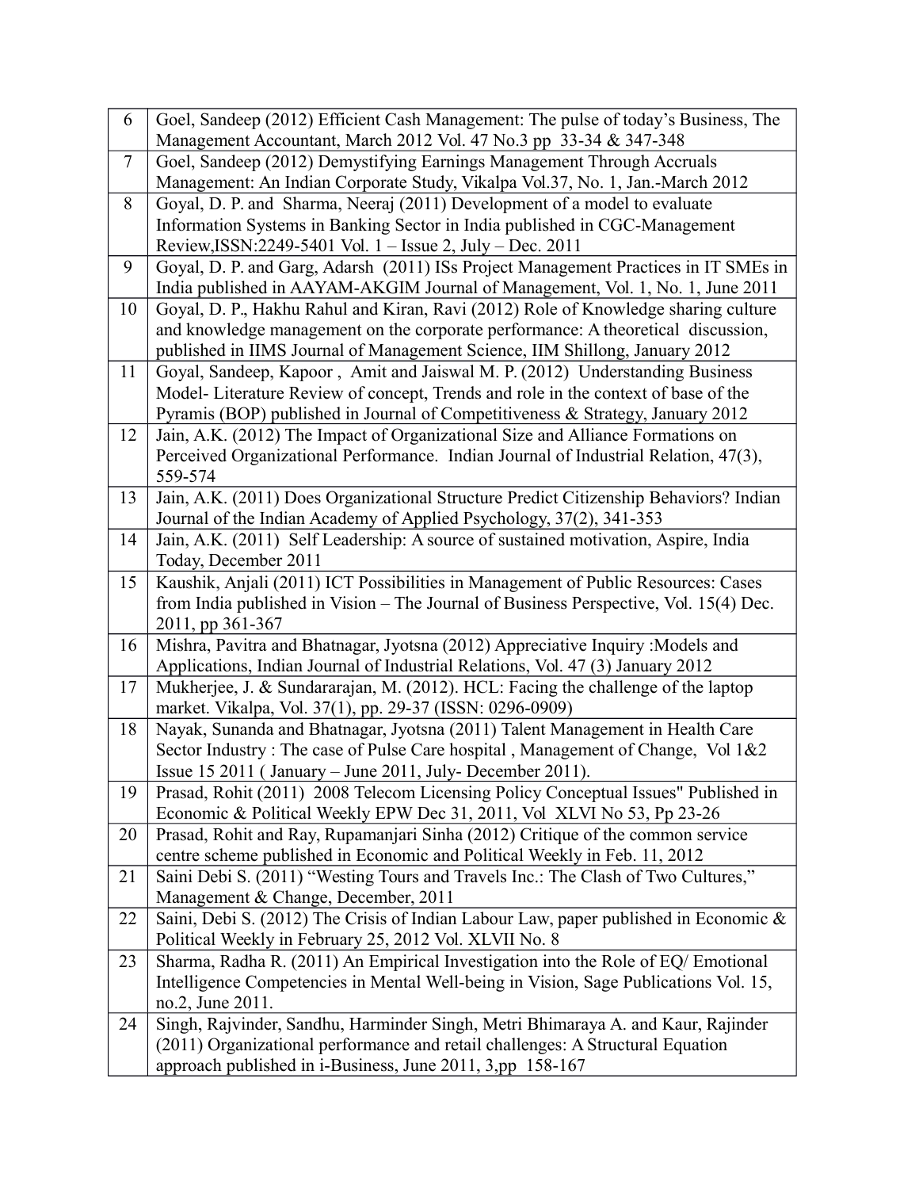| | |
|---|---|
| 6 | Goel, Sandeep (2012) Efficient Cash Management: The pulse of today's Business, The Management Accountant, March 2012 Vol. 47 No.3 pp 33-34 & 347-348 |
| 7 | Goel, Sandeep (2012) Demystifying Earnings Management Through Accruals Management: An Indian Corporate Study, Vikalpa Vol.37, No. 1, Jan.-March 2012 |
| 8 | Goyal, D. P. and Sharma, Neeraj (2011) Development of a model to evaluate Information Systems in Banking Sector in India published in CGC-Management Review,ISSN:2249-5401 Vol. 1 – Issue 2, July – Dec. 2011 |
| 9 | Goyal, D. P. and Garg, Adarsh (2011) ISs Project Management Practices in IT SMEs in India published in AAYAM-AKGIM Journal of Management, Vol. 1, No. 1, June 2011 |
| 10 | Goyal, D. P., Hakhu Rahul and Kiran, Ravi (2012) Role of Knowledge sharing culture and knowledge management on the corporate performance: A theoretical discussion, published in IIMS Journal of Management Science, IIM Shillong, January 2012 |
| 11 | Goyal, Sandeep, Kapoor , Amit and Jaiswal M. P. (2012) Understanding Business Model- Literature Review of concept, Trends and role in the context of base of the Pyramis (BOP) published in Journal of Competitiveness & Strategy, January 2012 |
| 12 | Jain, A.K. (2012) The Impact of Organizational Size and Alliance Formations on Perceived Organizational Performance. Indian Journal of Industrial Relation, 47(3), 559-574 |
| 13 | Jain, A.K. (2011) Does Organizational Structure Predict Citizenship Behaviors? Indian Journal of the Indian Academy of Applied Psychology, 37(2), 341-353 |
| 14 | Jain, A.K. (2011) Self Leadership: A source of sustained motivation, Aspire, India Today, December 2011 |
| 15 | Kaushik, Anjali (2011) ICT Possibilities in Management of Public Resources: Cases from India published in Vision – The Journal of Business Perspective, Vol. 15(4) Dec. 2011, pp 361-367 |
| 16 | Mishra, Pavitra and Bhatnagar, Jyotsna (2012) Appreciative Inquiry :Models and Applications, Indian Journal of Industrial Relations, Vol. 47 (3) January 2012 |
| 17 | Mukherjee, J. & Sundararajan, M. (2012). HCL: Facing the challenge of the laptop market. Vikalpa, Vol. 37(1), pp. 29-37 (ISSN: 0296-0909) |
| 18 | Nayak, Sunanda and Bhatnagar, Jyotsna (2011) Talent Management in Health Care Sector Industry : The case of Pulse Care hospital , Management of Change, Vol 1&2 Issue 15 2011 ( January – June 2011, July- December 2011). |
| 19 | Prasad, Rohit (2011) 2008 Telecom Licensing Policy Conceptual Issues" Published in Economic & Political Weekly EPW Dec 31, 2011, Vol XLVI No 53, Pp 23-26 |
| 20 | Prasad, Rohit and Ray, Rupamanjari Sinha (2012) Critique of the common service centre scheme published in Economic and Political Weekly in Feb. 11, 2012 |
| 21 | Saini Debi S. (2011) "Westing Tours and Travels Inc.: The Clash of Two Cultures," Management & Change, December, 2011 |
| 22 | Saini, Debi S. (2012) The Crisis of Indian Labour Law, paper published in Economic & Political Weekly in February 25, 2012 Vol. XLVII No. 8 |
| 23 | Sharma, Radha R. (2011) An Empirical Investigation into the Role of EQ/ Emotional Intelligence Competencies in Mental Well-being in Vision, Sage Publications Vol. 15, no.2, June 2011. |
| 24 | Singh, Rajvinder, Sandhu, Harminder Singh, Metri Bhimaraya A. and Kaur, Rajinder (2011) Organizational performance and retail challenges: A Structural Equation approach published in i-Business, June 2011, 3,pp 158-167 |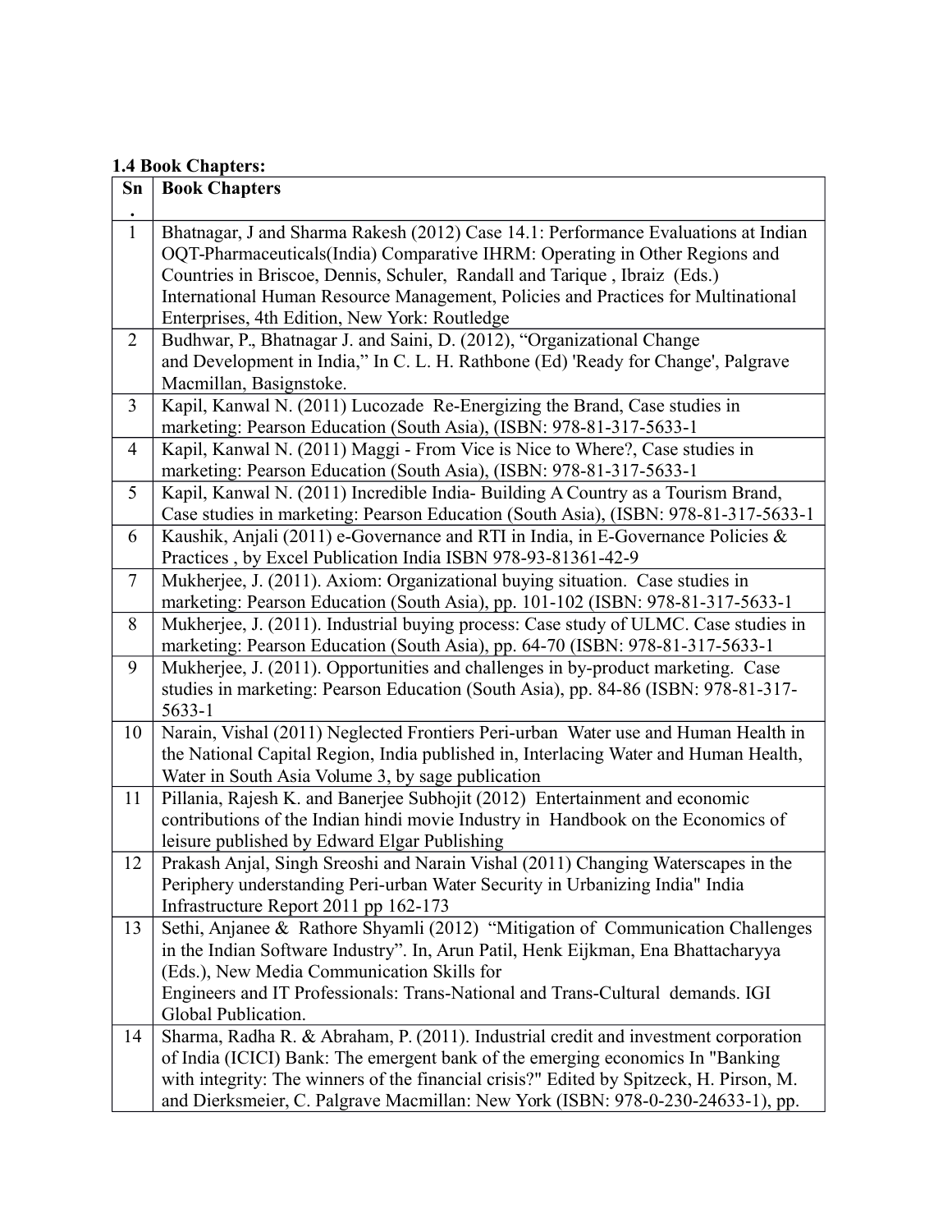**1.4 Book Chapters:**

| Sn. | Book Chapters |
|---|---|
| 1 | Bhatnagar, J and Sharma Rakesh (2012) Case 14.1: Performance Evaluations at Indian OQT-Pharmaceuticals(India) Comparative IHRM: Operating in Other Regions and Countries in Briscoe, Dennis, Schuler, Randall and Tarique , Ibraiz (Eds.) International Human Resource Management, Policies and Practices for Multinational Enterprises, 4th Edition, New York: Routledge |
| 2 | Budhwar, P., Bhatnagar J. and Saini, D. (2012), "Organizational Change and Development in India," In C. L. H. Rathbone (Ed) 'Ready for Change', Palgrave Macmillan, Basigngstoke. |
| 3 | Kapil, Kanwal N. (2011) Lucozade Re-Energizing the Brand, Case studies in marketing: Pearson Education (South Asia), (ISBN: 978-81-317-5633-1 |
| 4 | Kapil, Kanwal N. (2011) Maggi - From Vice is Nice to Where?, Case studies in marketing: Pearson Education (South Asia), (ISBN: 978-81-317-5633-1 |
| 5 | Kapil, Kanwal N. (2011) Incredible India- Building A Country as a Tourism Brand, Case studies in marketing: Pearson Education (South Asia), (ISBN: 978-81-317-5633-1 |
| 6 | Kaushik, Anjali (2011) e-Governance and RTI in India, in E-Governance Policies & Practices , by Excel Publication India ISBN 978-93-81361-42-9 |
| 7 | Mukherjee, J. (2011). Axiom: Organizational buying situation. Case studies in marketing: Pearson Education (South Asia), pp. 101-102 (ISBN: 978-81-317-5633-1 |
| 8 | Mukherjee, J. (2011). Industrial buying process: Case study of ULMC. Case studies in marketing: Pearson Education (South Asia), pp. 64-70 (ISBN: 978-81-317-5633-1 |
| 9 | Mukherjee, J. (2011). Opportunities and challenges in by-product marketing. Case studies in marketing: Pearson Education (South Asia), pp. 84-86 (ISBN: 978-81-317-5633-1 |
| 10 | Narain, Vishal (2011) Neglected Frontiers Peri-urban Water use and Human Health in the National Capital Region, India published in, Interlacing Water and Human Health, Water in South Asia Volume 3, by sage publication |
| 11 | Pillania, Rajesh K. and Banerjee Subhojit (2012) Entertainment and economic contributions of the Indian hindi movie Industry in Handbook on the Economics of leisure published by Edward Elgar Publishing |
| 12 | Prakash Anjal, Singh Sreoshi and Narain Vishal (2011) Changing Waterscapes in the Periphery understanding Peri-urban Water Security in Urbanizing India" India Infrastructure Report 2011 pp 162-173 |
| 13 | Sethi, Anjanee & Rathore Shyamli (2012) "Mitigation of Communication Challenges in the Indian Software Industry". In, Arun Patil, Henk Eijkman, Ena Bhattacharyya (Eds.), New Media Communication Skills for Engineers and IT Professionals: Trans-National and Trans-Cultural demands. IGI Global Publication. |
| 14 | Sharma, Radha R. & Abraham, P. (2011). Industrial credit and investment corporation of India (ICICI) Bank: The emergent bank of the emerging economics In "Banking with integrity: The winners of the financial crisis?" Edited by Spitzeck, H. Pirson, M. and Dierksmeier, C. Palgrave Macmillan: New York (ISBN: 978-0-230-24633-1), pp. |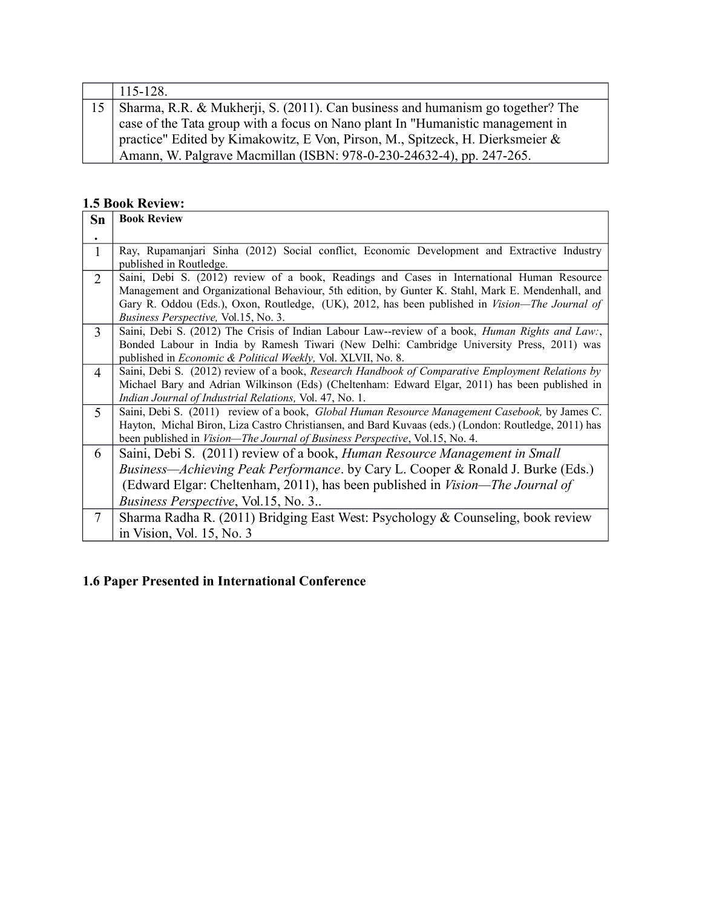| | |
|---|---|
| | 115-128. |
| 15 | Sharma, R.R. & Mukherji, S. (2011). Can business and humanism go together? The case of the Tata group with a focus on Nano plant In "Humanistic management in practice" Edited by Kimakowitz, E Von, Pirson, M., Spitzeck, H. Dierksmeier & Amann, W. Palgrave Macmillan (ISBN: 978-0-230-24632-4), pp. 247-265. |

### 1.5 Book Review:

| Sn. | Book Review |
|---|---|
| 1 | Ray, Rupamanjari Sinha (2012) Social conflict, Economic Development and Extractive Industry published in Routledge. |
| 2 | Saini, Debi S. (2012) review of a book, Readings and Cases in International Human Resource Management and Organizational Behaviour, 5th edition, by Gunter K. Stahl, Mark E. Mendenhall, and Gary R. Oddou (Eds.), Oxon, Routledge, (UK), 2012, has been published in *Vision—The Journal of Business Perspective,* Vol.15, No. 3. |
| 3 | Saini, Debi S. (2012) The Crisis of Indian Labour Law--review of a book, *Human Rights and Law:*, Bonded Labour in India by Ramesh Tiwari (New Delhi: Cambridge University Press, 2011) was published in *Economic & Political Weekly,* Vol. XLVII, No. 8. |
| 4 | Saini, Debi S. (2012) review of a book, *Research Handbook of Comparative Employment Relations by* Michael Bary and Adrian Wilkinson (Eds) (Cheltenham: Edward Elgar, 2011) has been published in *Indian Journal of Industrial Relations,* Vol. 47, No. 1. |
| 5 | Saini, Debi S. (2011) review of a book, *Global Human Resource Management Casebook,* by James C. Hayton, Michal Biron, Liza Castro Christiansen, and Bard Kuvaas (eds.) (London: Routledge, 2011) has been published in *Vision—The Journal of Business Perspective*, Vol.15, No. 4. |
| 6 | Saini, Debi S. (2011) review of a book, *Human Resource Management in Small Business—Achieving Peak Performance*. by Cary L. Cooper & Ronald J. Burke (Eds.) (Edward Elgar: Cheltenham, 2011), has been published in *Vision—The Journal of Business Perspective*, Vol.15, No. 3.. |
| 7 | Sharma Radha R. (2011) Bridging East West: Psychology & Counseling, book review in Vision, Vol. 15, No. 3 |

### 1.6 Paper Presented in International Conference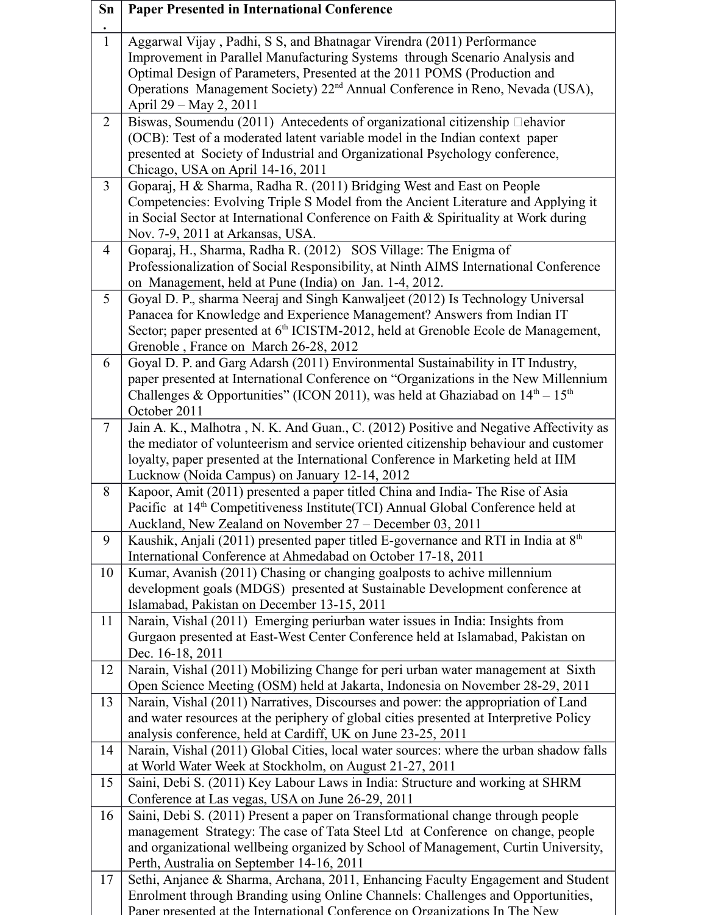| Sn. | Paper Presented in International Conference |
|---|---|
| 1 | Aggarwal Vijay , Padhi, S S, and Bhatnagar Virendra (2011) Performance Improvement in Parallel Manufacturing Systems through Scenario Analysis and Optimal Design of Parameters, Presented at the 2011 POMS (Production and Operations Management Society) 22nd Annual Conference in Reno, Nevada (USA), April 29 – May 2, 2011 |
| 2 | Biswas, Soumendu (2011) Antecedents of organizational citizenship behavior (OCB): Test of a moderated latent variable model in the Indian context paper presented at Society of Industrial and Organizational Psychology conference, Chicago, USA on April 14-16, 2011 |
| 3 | Goparaj, H & Sharma, Radha R. (2011) Bridging West and East on People Competencies: Evolving Triple S Model from the Ancient Literature and Applying it in Social Sector at International Conference on Faith & Spirituality at Work during Nov. 7-9, 2011 at Arkansas, USA. |
| 4 | Goparaj, H., Sharma, Radha R. (2012) SOS Village: The Enigma of Professionalization of Social Responsibility, at Ninth AIMS International Conference on Management, held at Pune (India) on Jan. 1-4, 2012. |
| 5 | Goyal D. P., sharma Neeraj and Singh Kanwaljeet (2012) Is Technology Universal Panacea for Knowledge and Experience Management? Answers from Indian IT Sector; paper presented at 6th ICISTM-2012, held at Grenoble Ecole de Management, Grenoble , France on March 26-28, 2012 |
| 6 | Goyal D. P. and Garg Adarsh (2011) Environmental Sustainability in IT Industry, paper presented at International Conference on "Organizations in the New Millennium Challenges & Opportunities" (ICON 2011), was held at Ghaziabad on 14th – 15th October 2011 |
| 7 | Jain A. K., Malhotra , N. K. And Guan., C. (2012) Positive and Negative Affectivity as the mediator of volunteerism and service oriented citizenship behaviour and customer loyalty, paper presented at the International Conference in Marketing held at IIM Lucknow (Noida Campus) on January 12-14, 2012 |
| 8 | Kapoor, Amit (2011) presented a paper titled China and India- The Rise of Asia Pacific at 14th Competitiveness Institute(TCI) Annual Global Conference held at Auckland, New Zealand on November 27 – December 03, 2011 |
| 9 | Kaushik, Anjali (2011) presented paper titled E-governance and RTI in India at 8th International Conference at Ahmedabad on October 17-18, 2011 |
| 10 | Kumar, Avanish (2011) Chasing or changing goalposts to achive millennium development goals (MDGS) presented at Sustainable Development conference at Islamabad, Pakistan on December 13-15, 2011 |
| 11 | Narain, Vishal (2011) Emerging periurban water issues in India: Insights from Gurgaon presented at East-West Center Conference held at Islamabad, Pakistan on Dec. 16-18, 2011 |
| 12 | Narain, Vishal (2011) Mobilizing Change for peri urban water management at Sixth Open Science Meeting (OSM) held at Jakarta, Indonesia on November 28-29, 2011 |
| 13 | Narain, Vishal (2011) Narratives, Discourses and power: the appropriation of Land and water resources at the periphery of global cities presented at Interpretive Policy analysis conference, held at Cardiff, UK on June 23-25, 2011 |
| 14 | Narain, Vishal (2011) Global Cities, local water sources: where the urban shadow falls at World Water Week at Stockholm, on August 21-27, 2011 |
| 15 | Saini, Debi S. (2011) Key Labour Laws in India: Structure and working at SHRM Conference at Las vegas, USA on June 26-29, 2011 |
| 16 | Saini, Debi S. (2011) Present a paper on Transformational change through people management Strategy: The case of Tata Steel Ltd at Conference on change, people and organizational wellbeing organized by School of Management, Curtin University, Perth, Australia on September 14-16, 2011 |
| 17 | Sethi, Anjanee & Sharma, Archana, 2011, Enhancing Faculty Engagement and Student Enrolment through Branding using Online Channels: Challenges and Opportunities, Paper presented at the International Conference on Organizations In The New |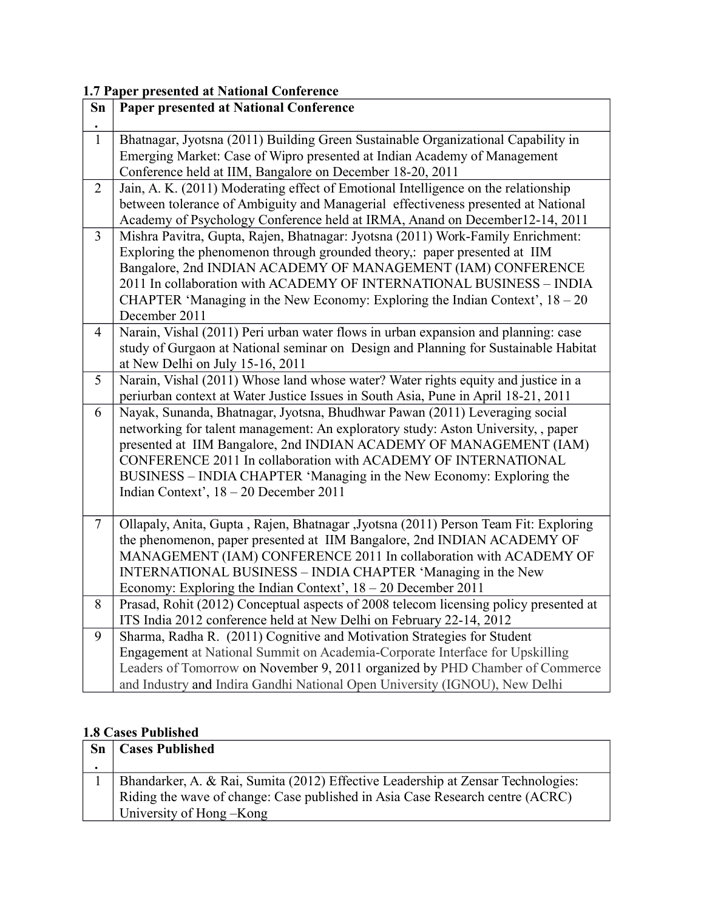**1.7 Paper presented at National Conference**

| Sn. | Paper presented at National Conference |
|---|---|
| 1 | Bhatnagar, Jyotsna (2011) Building Green Sustainable Organizational Capability in Emerging Market: Case of Wipro presented at Indian Academy of Management Conference held at IIM, Bangalore on December 18-20, 2011 |
| 2 | Jain, A. K. (2011) Moderating effect of Emotional Intelligence on the relationship between tolerance of Ambiguity and Managerial effectiveness presented at National Academy of Psychology Conference held at IRMA, Anand on December12-14, 2011 |
| 3 | Mishra Pavitra, Gupta, Rajen, Bhatnagar: Jyotsna (2011) Work-Family Enrichment: Exploring the phenomenon through grounded theory,: paper presented at IIM Bangalore, 2nd INDIAN ACADEMY OF MANAGEMENT (IAM) CONFERENCE 2011 In collaboration with ACADEMY OF INTERNATIONAL BUSINESS – INDIA CHAPTER 'Managing in the New Economy: Exploring the Indian Context', 18 – 20 December 2011 |
| 4 | Narain, Vishal (2011) Peri urban water flows in urban expansion and planning: case study of Gurgaon at National seminar on Design and Planning for Sustainable Habitat at New Delhi on July 15-16, 2011 |
| 5 | Narain, Vishal (2011) Whose land whose water? Water rights equity and justice in a periurban context at Water Justice Issues in South Asia, Pune in April 18-21, 2011 |
| 6 | Nayak, Sunanda, Bhatnagar, Jyotsna, Bhudhwar Pawan (2011) Leveraging social networking for talent management: An exploratory study: Aston University, , paper presented at IIM Bangalore, 2nd INDIAN ACADEMY OF MANAGEMENT (IAM) CONFERENCE 2011 In collaboration with ACADEMY OF INTERNATIONAL BUSINESS – INDIA CHAPTER 'Managing in the New Economy: Exploring the Indian Context', 18 – 20 December 2011 |
| 7 | Ollapaly, Anita, Gupta , Rajen, Bhatnagar ,Jyotsna (2011) Person Team Fit: Exploring the phenomenon, paper presented at IIM Bangalore, 2nd INDIAN ACADEMY OF MANAGEMENT (IAM) CONFERENCE 2011 In collaboration with ACADEMY OF INTERNATIONAL BUSINESS – INDIA CHAPTER 'Managing in the New Economy: Exploring the Indian Context', 18 – 20 December 2011 |
| 8 | Prasad, Rohit (2012) Conceptual aspects of 2008 telecom licensing policy presented at ITS India 2012 conference held at New Delhi on February 22-14, 2012 |
| 9 | Sharma, Radha R. (2011) Cognitive and Motivation Strategies for Student Engagement at National Summit on Academia-Corporate Interface for Upskilling Leaders of Tomorrow on November 9, 2011 organized by PHD Chamber of Commerce and Industry and Indira Gandhi National Open University (IGNOU), New Delhi |

**1.8 Cases Published**

| Sn. | Cases Published |
|---|---|
| 1 | Bhandarker, A. & Rai, Sumita (2012) Effective Leadership at Zensar Technologies: Riding the wave of change: Case published in Asia Case Research centre (ACRC) University of Hong –Kong |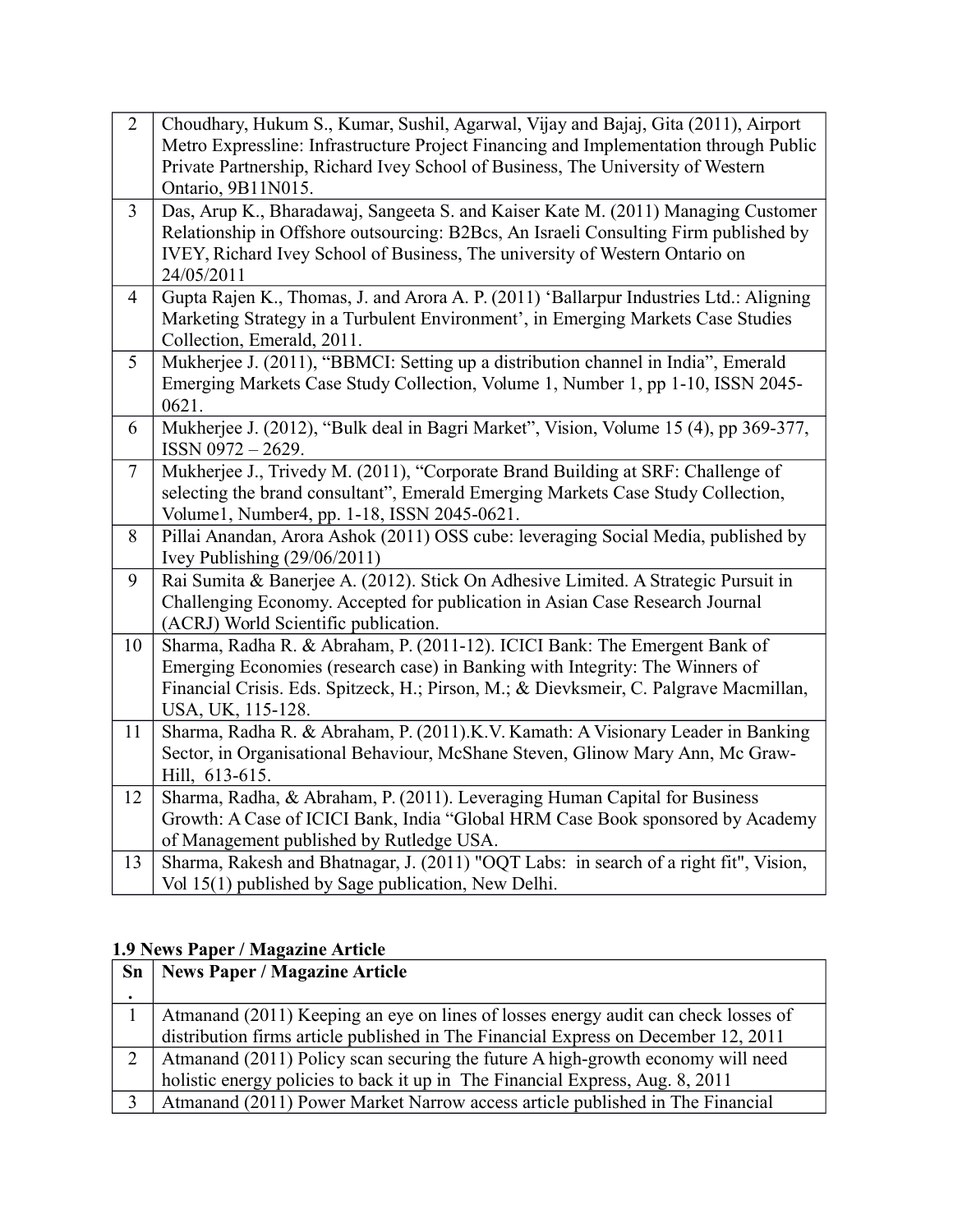| | |
|---|---|
| 2 | Choudhary, Hukum S., Kumar, Sushil, Agarwal, Vijay and Bajaj, Gita (2011), Airport Metro Expressline: Infrastructure Project Financing and Implementation through Public Private Partnership, Richard Ivey School of Business, The University of Western Ontario, 9B11N015. |
| 3 | Das, Arup K., Bharadawaj, Sangeeta S. and Kaiser Kate M. (2011) Managing Customer Relationship in Offshore outsourcing: B2Bcs, An Israeli Consulting Firm published by IVEY, Richard Ivey School of Business, The university of Western Ontario on 24/05/2011 |
| 4 | Gupta Rajen K., Thomas, J. and Arora A. P. (2011) 'Ballarpur Industries Ltd.: Aligning Marketing Strategy in a Turbulent Environment', in Emerging Markets Case Studies Collection, Emerald, 2011. |
| 5 | Mukherjee J. (2011), "BBMCI: Setting up a distribution channel in India", Emerald Emerging Markets Case Study Collection, Volume 1, Number 1, pp 1-10, ISSN 2045-0621. |
| 6 | Mukherjee J. (2012), "Bulk deal in Bagri Market", Vision, Volume 15 (4), pp 369-377, ISSN 0972 – 2629. |
| 7 | Mukherjee J., Trivedy M. (2011), "Corporate Brand Building at SRF: Challenge of selecting the brand consultant", Emerald Emerging Markets Case Study Collection, Volume1, Number4, pp. 1-18, ISSN 2045-0621. |
| 8 | Pillai Anandan, Arora Ashok (2011) OSS cube: leveraging Social Media, published by Ivey Publishing (29/06/2011) |
| 9 | Rai Sumita & Banerjee A. (2012). Stick On Adhesive Limited. A Strategic Pursuit in Challenging Economy. Accepted for publication in Asian Case Research Journal (ACRJ) World Scientific publication. |
| 10 | Sharma, Radha R. & Abraham, P. (2011-12). ICICI Bank: The Emergent Bank of Emerging Economies (research case) in Banking with Integrity: The Winners of Financial Crisis. Eds. Spitzeck, H.; Pirson, M.; & Dievksmeir, C. Palgrave Macmillan, USA, UK, 115-128. |
| 11 | Sharma, Radha R. & Abraham, P. (2011).K.V. Kamath: A Visionary Leader in Banking Sector, in Organisational Behaviour, McShane Steven, Glinow Mary Ann, Mc Graw-Hill, 613-615. |
| 12 | Sharma, Radha, & Abraham, P. (2011). Leveraging Human Capital for Business Growth: A Case of ICICI Bank, India "Global HRM Case Book sponsored by Academy of Management published by Rutledge USA. |
| 13 | Sharma, Rakesh and Bhatnagar, J. (2011) "OQT Labs: in search of a right fit", Vision, Vol 15(1) published by Sage publication, New Delhi. |

**1.9 News Paper / Magazine Article**

| Sn. | News Paper / Magazine Article |
|---|---|
| 1 | Atmanand (2011) Keeping an eye on lines of losses energy audit can check losses of distribution firms article published in The Financial Express on December 12, 2011 |
| 2 | Atmanand (2011) Policy scan securing the future A high-growth economy will need holistic energy policies to back it up in The Financial Express, Aug. 8, 2011 |
| 3 | Atmanand (2011) Power Market Narrow access article published in The Financial |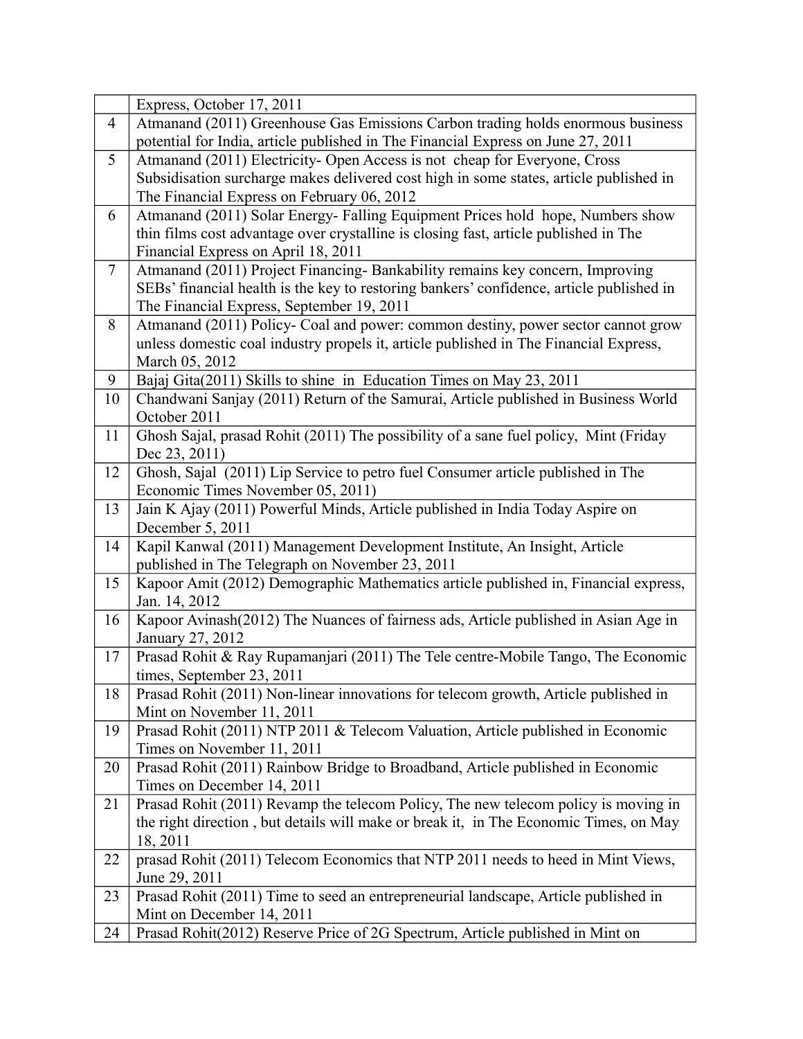| | |
|---|---|
| | Express, October 17, 2011 |
| 4 | Atmanand (2011) Greenhouse Gas Emissions Carbon trading holds enormous business potential for India, article published in The Financial Express on June 27, 2011 |
| 5 | Atmanand (2011) Electricity- Open Access is not cheap for Everyone, Cross Subsidisation surcharge makes delivered cost high in some states, article published in The Financial Express on February 06, 2012 |
| 6 | Atmanand (2011) Solar Energy- Falling Equipment Prices hold hope, Numbers show thin films cost advantage over crystalline is closing fast, article published in The Financial Express on April 18, 2011 |
| 7 | Atmanand (2011) Project Financing- Bankability remains key concern, Improving SEBs' financial health is the key to restoring bankers' confidence, article published in The Financial Express, September 19, 2011 |
| 8 | Atmanand (2011) Policy- Coal and power: common destiny, power sector cannot grow unless domestic coal industry propels it, article published in The Financial Express, March 05, 2012 |
| 9 | Bajaj Gita(2011) Skills to shine in Education Times on May 23, 2011 |
| 10 | Chandwani Sanjay (2011) Return of the Samurai, Article published in Business World October 2011 |
| 11 | Ghosh Sajal, prasad Rohit (2011) The possibility of a sane fuel policy, Mint (Friday Dec 23, 2011) |
| 12 | Ghosh, Sajal (2011) Lip Service to petro fuel Consumer article published in The Economic Times November 05, 2011) |
| 13 | Jain K Ajay (2011) Powerful Minds, Article published in India Today Aspire on December 5, 2011 |
| 14 | Kapil Kanwal (2011) Management Development Institute, An Insight, Article published in The Telegraph on November 23, 2011 |
| 15 | Kapoor Amit (2012) Demographic Mathematics article published in, Financial express, Jan. 14, 2012 |
| 16 | Kapoor Avinash(2012) The Nuances of fairness ads, Article published in Asian Age in January 27, 2012 |
| 17 | Prasad Rohit & Ray Rupamanjari (2011) The Tele centre-Mobile Tango, The Economic times, September 23, 2011 |
| 18 | Prasad Rohit (2011) Non-linear innovations for telecom growth, Article published in Mint on November 11, 2011 |
| 19 | Prasad Rohit (2011) NTP 2011 & Telecom Valuation, Article published in Economic Times on November 11, 2011 |
| 20 | Prasad Rohit (2011) Rainbow Bridge to Broadband, Article published in Economic Times on December 14, 2011 |
| 21 | Prasad Rohit (2011) Revamp the telecom Policy, The new telecom policy is moving in the right direction , but details will make or break it, in The Economic Times, on May 18, 2011 |
| 22 | prasad Rohit (2011) Telecom Economics that NTP 2011 needs to heed in Mint Views, June 29, 2011 |
| 23 | Prasad Rohit (2011) Time to seed an entrepreneurial landscape, Article published in Mint on December 14, 2011 |
| 24 | Prasad Rohit(2012) Reserve Price of 2G Spectrum, Article published in Mint on |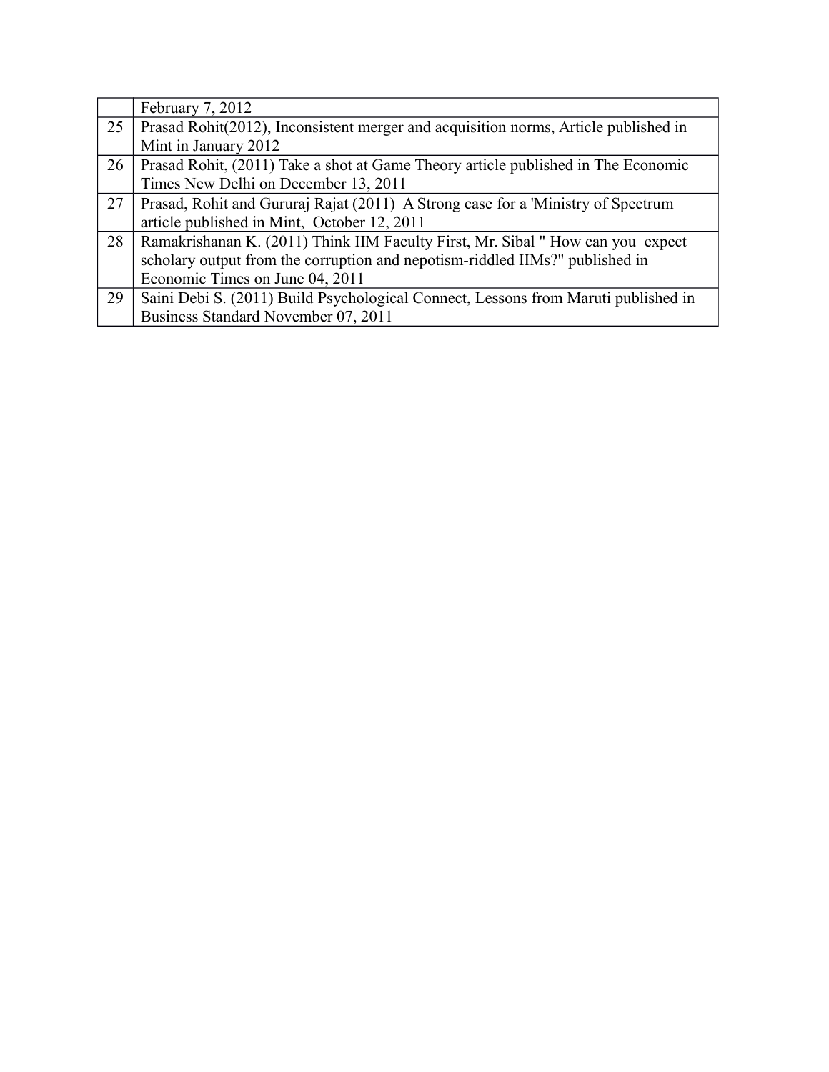| | |
|---|---|
| | February 7, 2012 |
| 25 | Prasad Rohit(2012), Inconsistent merger and acquisition norms, Article published in Mint in January 2012 |
| 26 | Prasad Rohit, (2011) Take a shot at Game Theory article published in The Economic Times New Delhi on December 13, 2011 |
| 27 | Prasad, Rohit and Gururaj Rajat (2011) A Strong case for a 'Ministry of Spectrum article published in Mint, October 12, 2011 |
| 28 | Ramakrishanan K. (2011) Think IIM Faculty First, Mr. Sibal " How can you expect scholary output from the corruption and nepotism-riddled IIMs?" published in Economic Times on June 04, 2011 |
| 29 | Saini Debi S. (2011) Build Psychological Connect, Lessons from Maruti published in Business Standard November 07, 2011 |